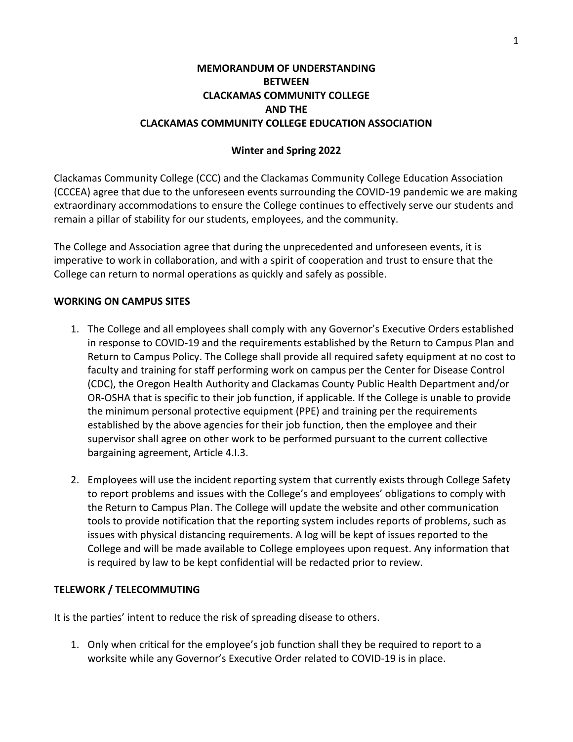# MEMORANDUM OF UNDERSTANDING BETWEEN CLACKAMAS COMMUNITY COLLEGE AND THE CLACKAMAS COMMUNITY COLLEGE EDUCATION ASSOCIATION

**Winter and Spring 2022**

Clackamas Community College (CCC) and the Clackamas Community College Education Association (CCCEA) agree that due to the unforeseen events surrounding the COVID-19 pandemic we are making extraordinary accommodations to ensure the College continues to effectively serve our students and remain a pillar of stability for our students, employees, and the community.

The College and Association agree that during the unprecedented and unforeseen events, it is imperative to work in collaboration, and with a spirit of cooperation and trust to ensure that the College can return to normal operations as quickly and safely as possible.

## WORKING ON CAMPUS SITES

1. The College and all employees shall comply with any Governor's Executive Orders established in response to COVID-19 and the requirements established by the Return to Campus Plan and Return to Campus Policy. The College shall provide all required safety equipment at no cost to faculty and training for staff performing work on campus per the Center for Disease Control (CDC), the Oregon Health Authority and Clackamas County Public Health Department and/or OR-OSHA that is specific to their job function, if applicable. If the College is unable to provide the minimum personal protective equipment (PPE) and training per the requirements established by the above agencies for their job function, then the employee and their supervisor shall agree on other work to be performed pursuant to the current collective bargaining agreement, Article 4.I.3.
2. Employees will use the incident reporting system that currently exists through College Safety to report problems and issues with the College's and employees' obligations to comply with the Return to Campus Plan. The College will update the website and other communication tools to provide notification that the reporting system includes reports of problems, such as issues with physical distancing requirements. A log will be kept of issues reported to the College and will be made available to College employees upon request. Any information that is required by law to be kept confidential will be redacted prior to review.

## TELEWORK / TELECOMMUTING

It is the parties' intent to reduce the risk of spreading disease to others.

1. Only when critical for the employee's job function shall they be required to report to a worksite while any Governor's Executive Order related to COVID-19 is in place.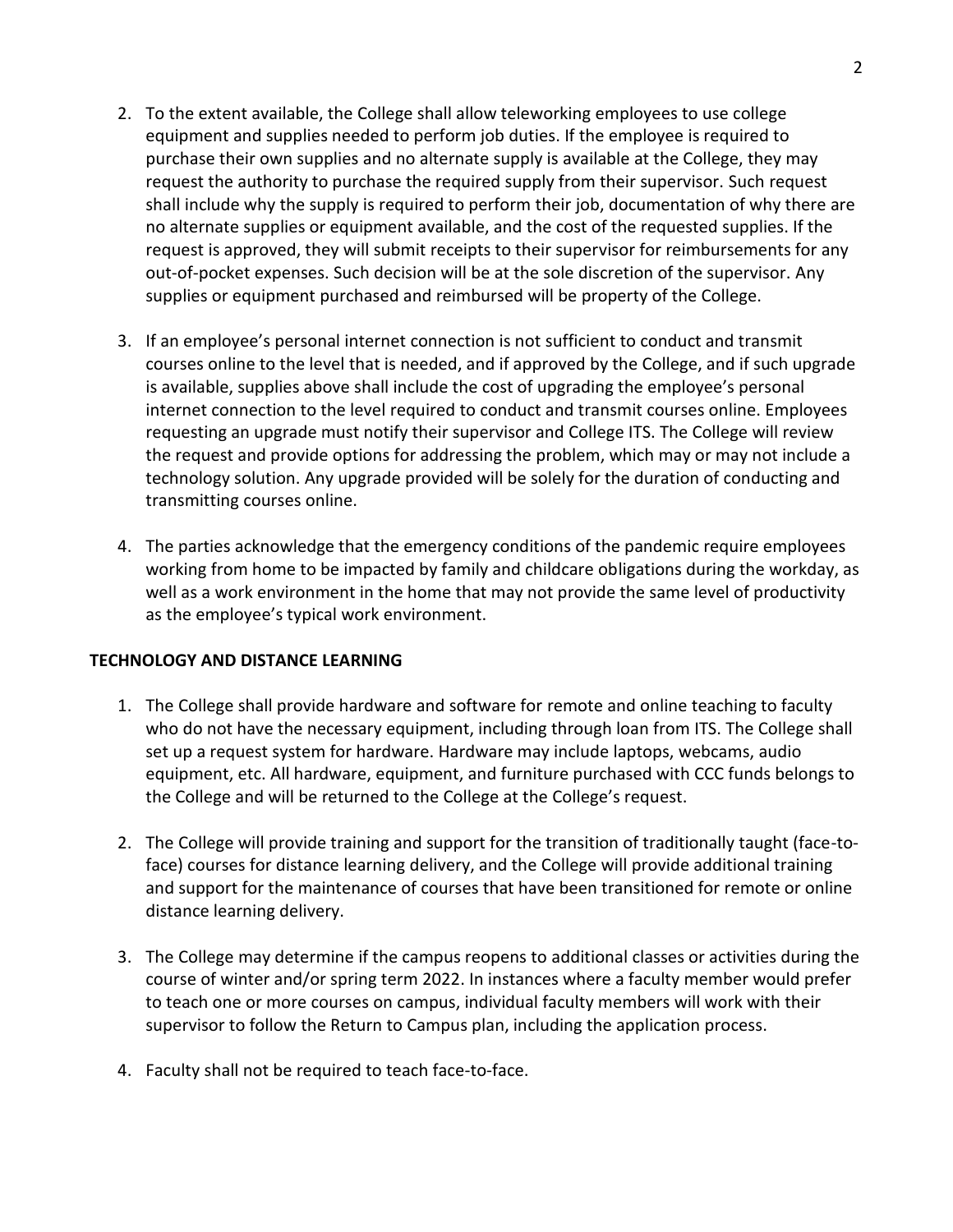2. To the extent available, the College shall allow teleworking employees to use college equipment and supplies needed to perform job duties. If the employee is required to purchase their own supplies and no alternate supply is available at the College, they may request the authority to purchase the required supply from their supervisor. Such request shall include why the supply is required to perform their job, documentation of why there are no alternate supplies or equipment available, and the cost of the requested supplies. If the request is approved, they will submit receipts to their supervisor for reimbursements for any out-of-pocket expenses. Such decision will be at the sole discretion of the supervisor. Any supplies or equipment purchased and reimbursed will be property of the College.

3. If an employee's personal internet connection is not sufficient to conduct and transmit courses online to the level that is needed, and if approved by the College, and if such upgrade is available, supplies above shall include the cost of upgrading the employee's personal internet connection to the level required to conduct and transmit courses online. Employees requesting an upgrade must notify their supervisor and College ITS. The College will review the request and provide options for addressing the problem, which may or may not include a technology solution. Any upgrade provided will be solely for the duration of conducting and transmitting courses online.

4. The parties acknowledge that the emergency conditions of the pandemic require employees working from home to be impacted by family and childcare obligations during the workday, as well as a work environment in the home that may not provide the same level of productivity as the employee's typical work environment.

**TECHNOLOGY AND DISTANCE LEARNING**

1. The College shall provide hardware and software for remote and online teaching to faculty who do not have the necessary equipment, including through loan from ITS. The College shall set up a request system for hardware. Hardware may include laptops, webcams, audio equipment, etc. All hardware, equipment, and furniture purchased with CCC funds belongs to the College and will be returned to the College at the College's request.

2. The College will provide training and support for the transition of traditionally taught (face-to-face) courses for distance learning delivery, and the College will provide additional training and support for the maintenance of courses that have been transitioned for remote or online distance learning delivery.

3. The College may determine if the campus reopens to additional classes or activities during the course of winter and/or spring term 2022. In instances where a faculty member would prefer to teach one or more courses on campus, individual faculty members will work with their supervisor to follow the Return to Campus plan, including the application process.

4. Faculty shall not be required to teach face-to-face.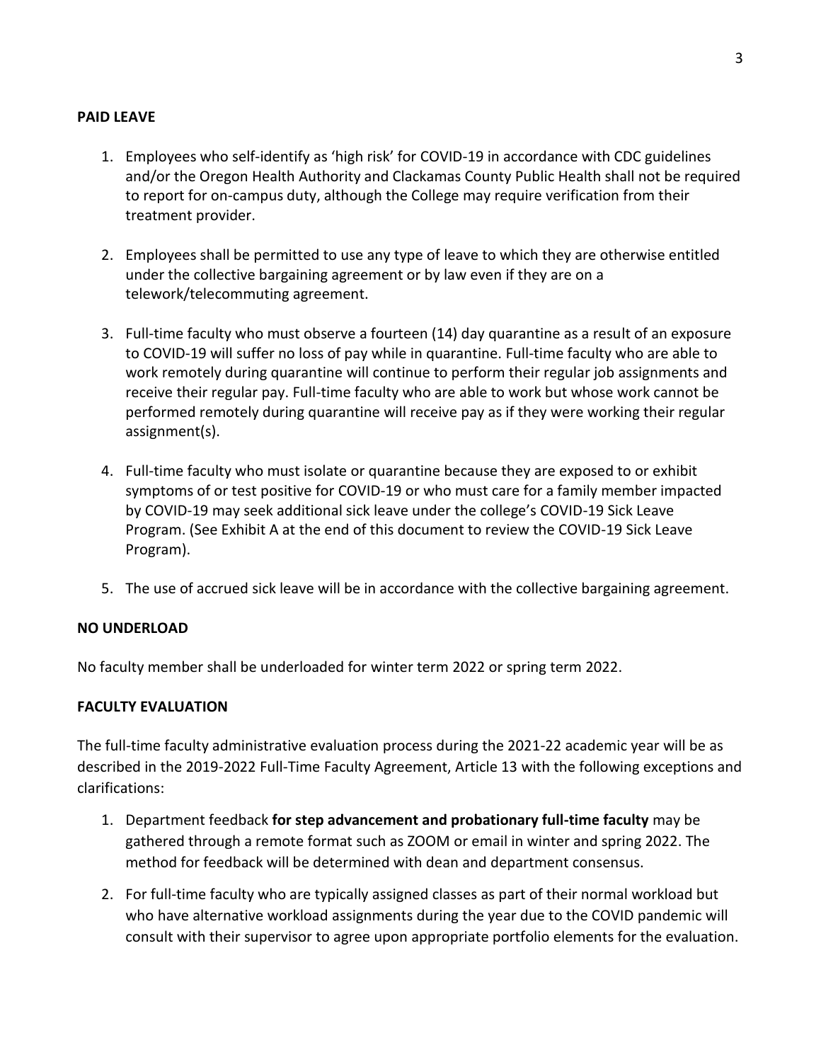**PAID LEAVE**

1. Employees who self-identify as 'high risk' for COVID-19 in accordance with CDC guidelines and/or the Oregon Health Authority and Clackamas County Public Health shall not be required to report for on-campus duty, although the College may require verification from their treatment provider.

2. Employees shall be permitted to use any type of leave to which they are otherwise entitled under the collective bargaining agreement or by law even if they are on a telework/telecommuting agreement.

3. Full-time faculty who must observe a fourteen (14) day quarantine as a result of an exposure to COVID-19 will suffer no loss of pay while in quarantine. Full-time faculty who are able to work remotely during quarantine will continue to perform their regular job assignments and receive their regular pay. Full-time faculty who are able to work but whose work cannot be performed remotely during quarantine will receive pay as if they were working their regular assignment(s).

4. Full-time faculty who must isolate or quarantine because they are exposed to or exhibit symptoms of or test positive for COVID-19 or who must care for a family member impacted by COVID-19 may seek additional sick leave under the college's COVID-19 Sick Leave Program. (See Exhibit A at the end of this document to review the COVID-19 Sick Leave Program).

5. The use of accrued sick leave will be in accordance with the collective bargaining agreement.

**NO UNDERLOAD**

No faculty member shall be underloaded for winter term 2022 or spring term 2022.

**FACULTY EVALUATION**

The full-time faculty administrative evaluation process during the 2021-22 academic year will be as described in the 2019-2022 Full-Time Faculty Agreement, Article 13 with the following exceptions and clarifications:

1. Department feedback **for step advancement and probationary full-time faculty** may be gathered through a remote format such as ZOOM or email in winter and spring 2022. The method for feedback will be determined with dean and department consensus.

2. For full-time faculty who are typically assigned classes as part of their normal workload but who have alternative workload assignments during the year due to the COVID pandemic will consult with their supervisor to agree upon appropriate portfolio elements for the evaluation.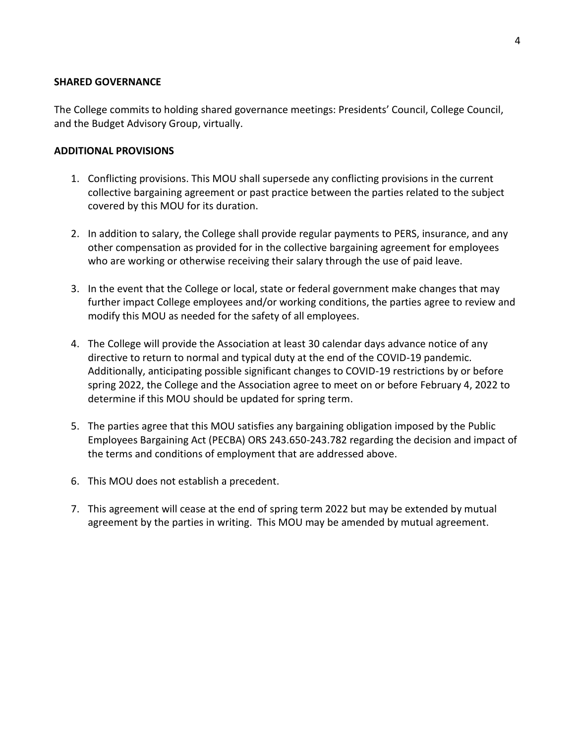**SHARED GOVERNANCE**

The College commits to holding shared governance meetings: Presidents' Council, College Council, and the Budget Advisory Group, virtually.

**ADDITIONAL PROVISIONS**

1. Conflicting provisions. This MOU shall supersede any conflicting provisions in the current collective bargaining agreement or past practice between the parties related to the subject covered by this MOU for its duration.

2. In addition to salary, the College shall provide regular payments to PERS, insurance, and any other compensation as provided for in the collective bargaining agreement for employees who are working or otherwise receiving their salary through the use of paid leave.

3. In the event that the College or local, state or federal government make changes that may further impact College employees and/or working conditions, the parties agree to review and modify this MOU as needed for the safety of all employees.

4. The College will provide the Association at least 30 calendar days advance notice of any directive to return to normal and typical duty at the end of the COVID-19 pandemic. Additionally, anticipating possible significant changes to COVID-19 restrictions by or before spring 2022, the College and the Association agree to meet on or before February 4, 2022 to determine if this MOU should be updated for spring term.

5. The parties agree that this MOU satisfies any bargaining obligation imposed by the Public Employees Bargaining Act (PECBA) ORS 243.650-243.782 regarding the decision and impact of the terms and conditions of employment that are addressed above.

6. This MOU does not establish a precedent.

7. This agreement will cease at the end of spring term 2022 but may be extended by mutual agreement by the parties in writing. This MOU may be amended by mutual agreement.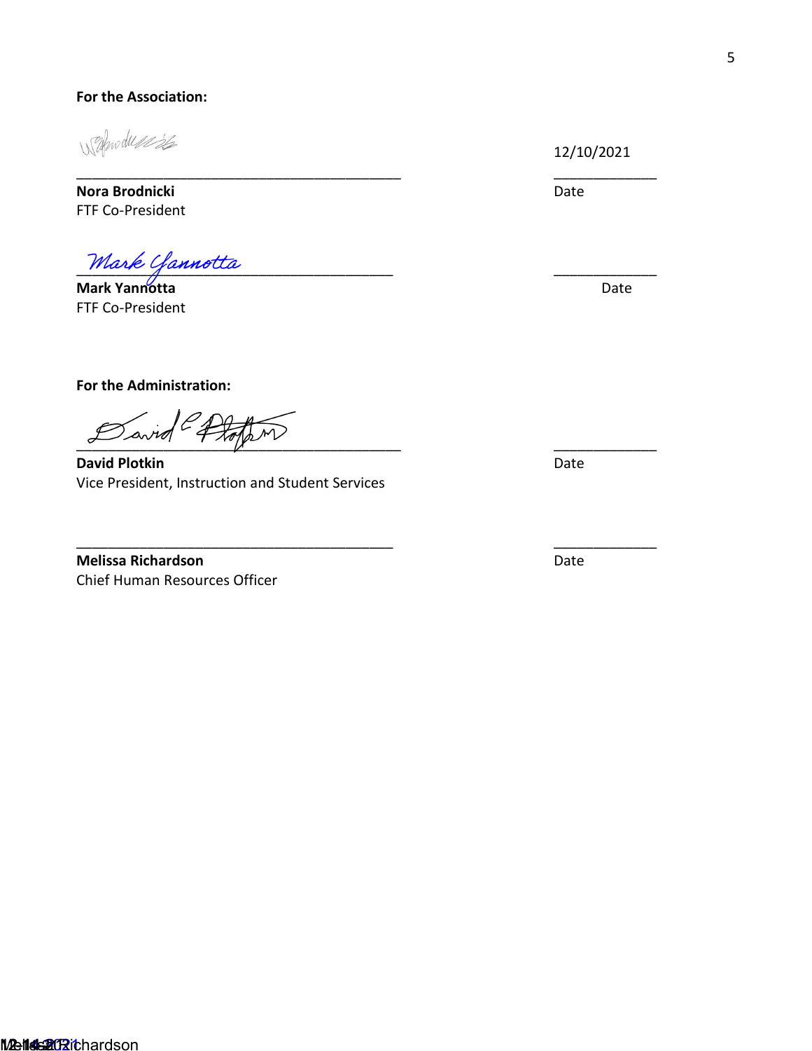**For the Association:**

_________________________________________ 12/10/2021
**Nora Brodnicki** Date
FTF Co-President

_________________________________________ _____________
**Mark Yannotta** Date
FTF Co-President

**For the Administration:**

_________________________________________ _____________
**David Plotkin** Date
Vice President, Instruction and Student Services

_________________________________________ _____________
**Melissa Richardson** Date
Chief Human Resources Officer

Melissa Richardson 12-14-2021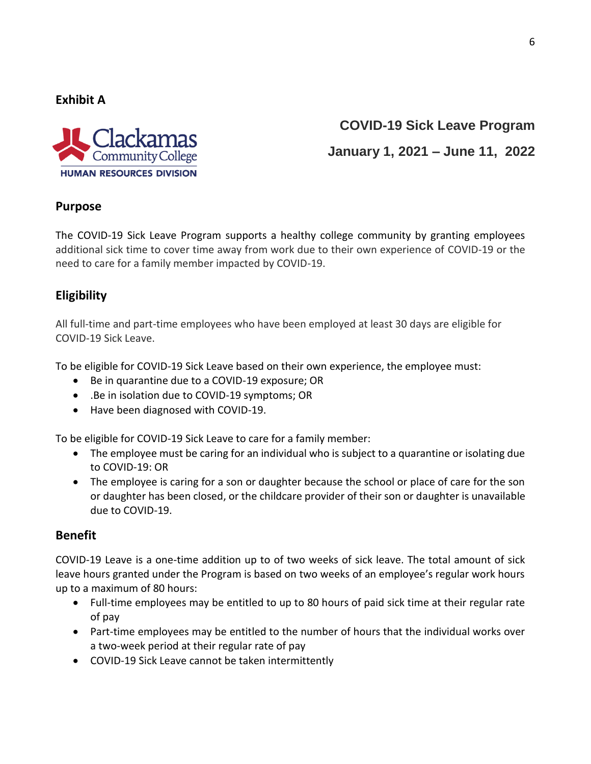**Exhibit A**

Clackamas Community College
HUMAN RESOURCES DIVISION

# COVID-19 Sick Leave Program

## January 1, 2021 – June 11, 2022

## Purpose

The COVID-19 Sick Leave Program supports a healthy college community by granting employees additional sick time to cover time away from work due to their own experience of COVID-19 or the need to care for a family member impacted by COVID-19.

## Eligibility

All full-time and part-time employees who have been employed at least 30 days are eligible for COVID-19 Sick Leave.

To be eligible for COVID-19 Sick Leave based on their own experience, the employee must:

- Be in quarantine due to a COVID-19 exposure; OR
- .Be in isolation due to COVID-19 symptoms; OR
- Have been diagnosed with COVID-19.

To be eligible for COVID-19 Sick Leave to care for a family member:

- The employee must be caring for an individual who is subject to a quarantine or isolating due to COVID-19: OR
- The employee is caring for a son or daughter because the school or place of care for the son or daughter has been closed, or the childcare provider of their son or daughter is unavailable due to COVID-19.

## Benefit

COVID-19 Leave is a one-time addition up to of two weeks of sick leave. The total amount of sick leave hours granted under the Program is based on two weeks of an employee's regular work hours up to a maximum of 80 hours:

- Full-time employees may be entitled to up to 80 hours of paid sick time at their regular rate of pay
- Part-time employees may be entitled to the number of hours that the individual works over a two-week period at their regular rate of pay
- COVID-19 Sick Leave cannot be taken intermittently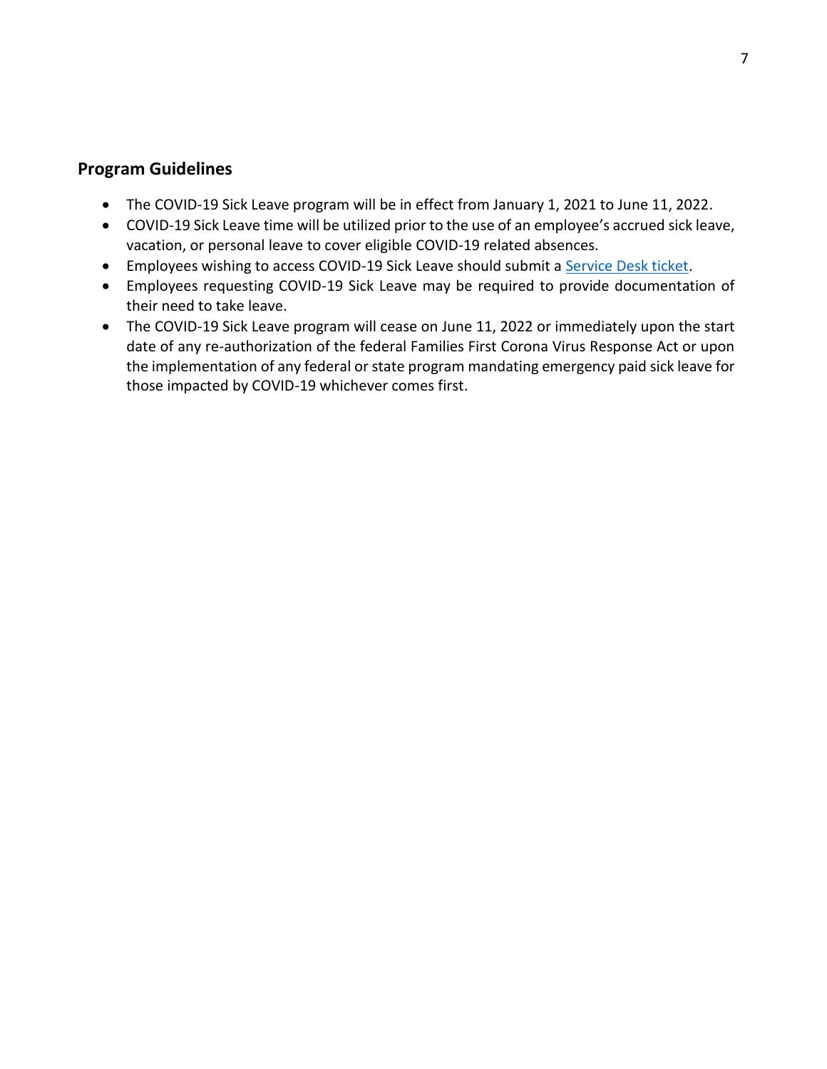## Program Guidelines

- The COVID-19 Sick Leave program will be in effect from January 1, 2021 to June 11, 2022.
- COVID-19 Sick Leave time will be utilized prior to the use of an employee's accrued sick leave, vacation, or personal leave to cover eligible COVID-19 related absences.
- Employees wishing to access COVID-19 Sick Leave should submit a Service Desk ticket.
- Employees requesting COVID-19 Sick Leave may be required to provide documentation of their need to take leave.
- The COVID-19 Sick Leave program will cease on June 11, 2022 or immediately upon the start date of any re-authorization of the federal Families First Corona Virus Response Act or upon the implementation of any federal or state program mandating emergency paid sick leave for those impacted by COVID-19 whichever comes first.